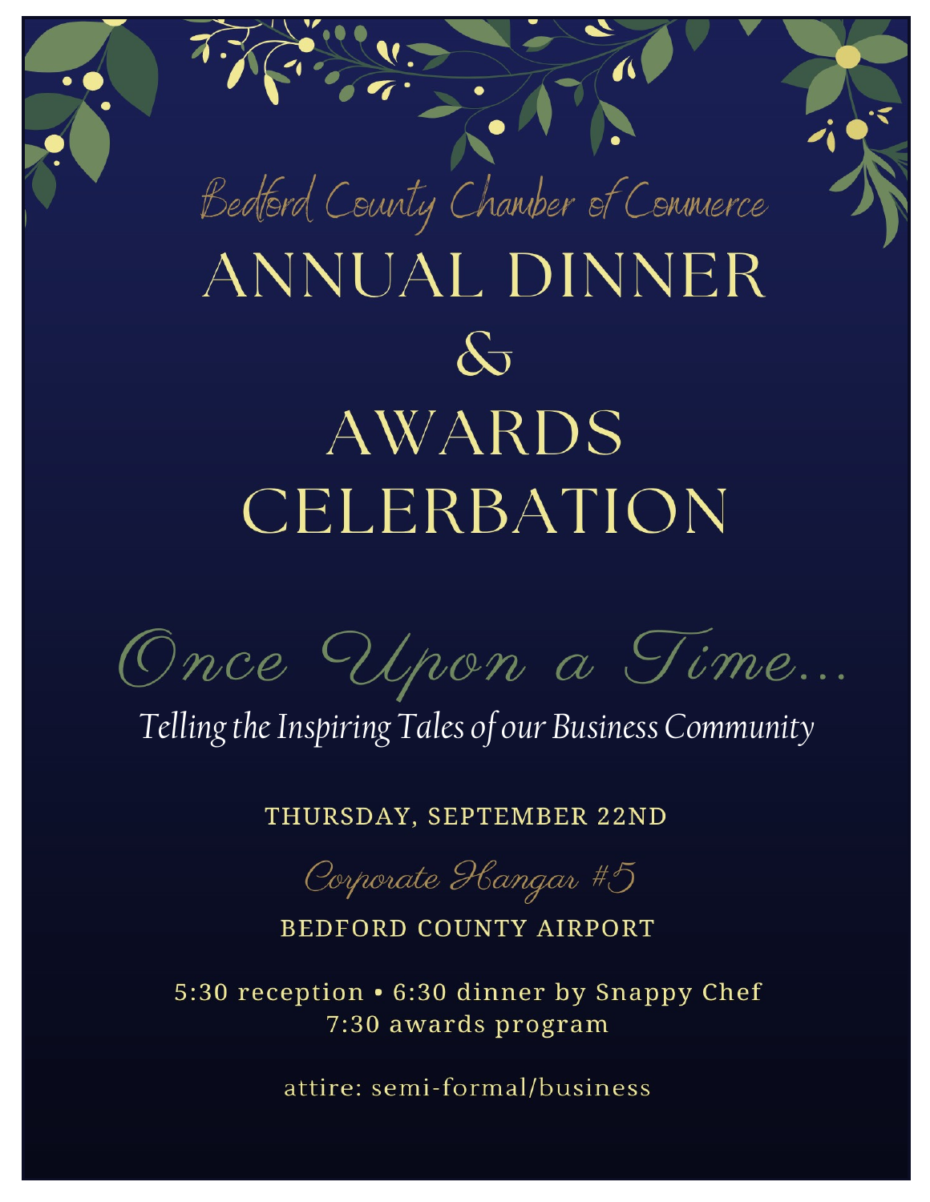Bedford County Chamber of Commerce

# ANNUAL DINNER & AWARDS CELERBATION

## Once Upon a Time...

*Telling the Inspiring Tales of our Business Community*

THURSDAY, SEPTEMBER 22ND

Corporate Hangar #5

BEDFORD COUNTY AIRPORT

5:30 reception • 6:30 dinner by Snappy Chef
7:30 awards program

attire: semi-formal/business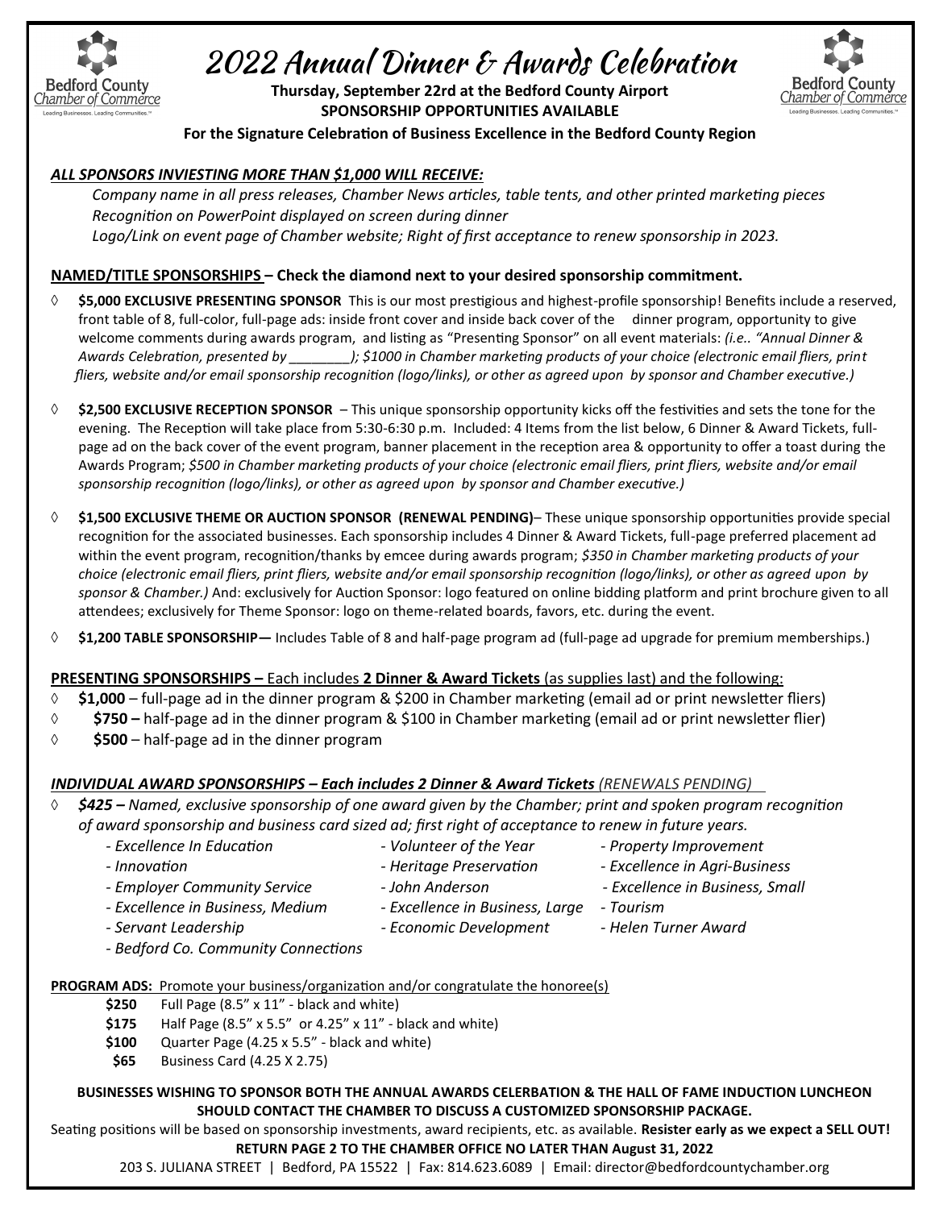# 2022 Annual Dinner & Awards Celebration

**Thursday, September 22rd at the Bedford County Airport**
**SPONSORSHIP OPPORTUNITIES AVAILABLE**
**For the Signature Celebration of Business Excellence in the Bedford County Region**

***ALL SPONSORS INVIESTING MORE THAN $1,000 WILL RECEIVE:***

*Company name in all press releases, Chamber News articles, table tents, and other printed marketing pieces*
*Recognition on PowerPoint displayed on screen during dinner*
*Logo/Link on event page of Chamber website; Right of first acceptance to renew sponsorship in 2023.*

**NAMED/TITLE SPONSORSHIPS – Check the diamond next to your desired sponsorship commitment.**

◊ **$5,000 EXCLUSIVE PRESENTING SPONSOR** This is our most prestigious and highest-profile sponsorship! Benefits include a reserved, front table of 8, full-color, full-page ads: inside front cover and inside back cover of the dinner program, opportunity to give welcome comments during awards program, and listing as "Presenting Sponsor" on all event materials: *(i.e.. "Annual Dinner & Awards Celebration, presented by ________); $1000 in Chamber marketing products of your choice (electronic email fliers, print fliers, website and/or email sponsorship recognition (logo/links), or other as agreed upon by sponsor and Chamber executive.)*

◊ **$2,500 EXCLUSIVE RECEPTION SPONSOR** – This unique sponsorship opportunity kicks off the festivities and sets the tone for the evening. The Reception will take place from 5:30-6:30 p.m. Included: 4 Items from the list below, 6 Dinner & Award Tickets, full-page ad on the back cover of the event program, banner placement in the reception area & opportunity to offer a toast during the Awards Program; *$500 in Chamber marketing products of your choice (electronic email fliers, print fliers, website and/or email sponsorship recognition (logo/links), or other as agreed upon by sponsor and Chamber executive.)*

◊ **$1,500 EXCLUSIVE THEME OR AUCTION SPONSOR (RENEWAL PENDING)**– These unique sponsorship opportunities provide special recognition for the associated businesses. Each sponsorship includes 4 Dinner & Award Tickets, full-page preferred placement ad within the event program, recognition/thanks by emcee during awards program; *$350 in Chamber marketing products of your choice (electronic email fliers, print fliers, website and/or email sponsorship recognition (logo/links), or other as agreed upon by sponsor & Chamber.)* And: exclusively for Auction Sponsor: logo featured on online bidding platform and print brochure given to all attendees; exclusively for Theme Sponsor: logo on theme-related boards, favors, etc. during the event.

◊ **$1,200 TABLE SPONSORSHIP—** Includes Table of 8 and half-page program ad (full-page ad upgrade for premium memberships.)

**PRESENTING SPONSORSHIPS –** Each includes **2 Dinner & Award Tickets** (as supplies last) and the following:

◊ **$1,000** – full-page ad in the dinner program & $200 in Chamber marketing (email ad or print newsletter fliers)
◊ **$750 –** half-page ad in the dinner program & $100 in Chamber marketing (email ad or print newsletter flier)
◊ **$500** – half-page ad in the dinner program

***INDIVIDUAL AWARD SPONSORSHIPS – Each includes 2 Dinner & Award Tickets*** *(RENEWALS PENDING)*

◊ ***$425 –*** *Named, exclusive sponsorship of one award given by the Chamber; print and spoken program recognition of award sponsorship and business card sized ad; first right of acceptance to renew in future years.*

- *Excellence In Education*
- *Volunteer of the Year*
- *Property Improvement*
- *Innovation*
- *Heritage Preservation*
- *Excellence in Agri-Business*
- *Employer Community Service*
- *John Anderson*
- *Excellence in Business, Small*
- *Excellence in Business, Medium*
- *Excellence in Business, Large*
- *Tourism*
- *Servant Leadership*
- *Economic Development*
- *Helen Turner Award*
- *Bedford Co. Community Connections*

**PROGRAM ADS:** Promote your business/organization and/or congratulate the honoree(s)

**$250** Full Page (8.5" x 11" - black and white)
**$175** Half Page (8.5" x 5.5" or 4.25" x 11" - black and white)
**$100** Quarter Page (4.25 x 5.5" - black and white)
**$65** Business Card (4.25 X 2.75)

**BUSINESSES WISHING TO SPONSOR BOTH THE ANNUAL AWARDS CELERBATION & THE HALL OF FAME INDUCTION LUNCHEON SHOULD CONTACT THE CHAMBER TO DISCUSS A CUSTOMIZED SPONSORSHIP PACKAGE.**

Seating positions will be based on sponsorship investments, award recipients, etc. as available. **Resister early as we expect a SELL OUT!**

**RETURN PAGE 2 TO THE CHAMBER OFFICE NO LATER THAN August 31, 2022**

203 S. JULIANA STREET | Bedford, PA 15522 | Fax: 814.623.6089 | Email: director@bedfordcountychamber.org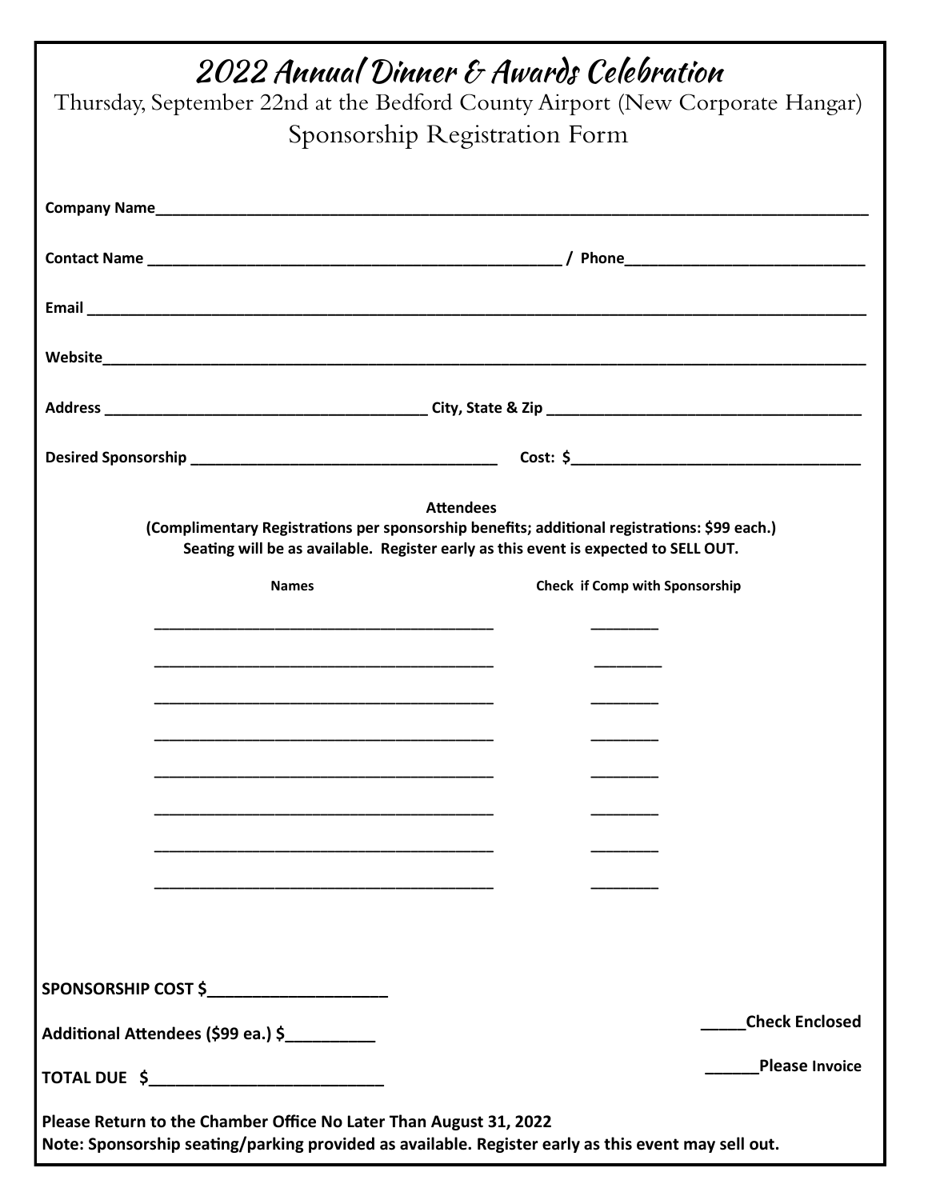# 2022 Annual Dinner & Awards Celebration

Thursday, September 22nd at the Bedford County Airport (New Corporate Hangar)

Sponsorship Registration Form

**Company Name**________________________________________________________________________________

**Contact Name** ____________________________________________ / **Phone**_________________________

**Email** ______________________________________________________________________________________

**Website**_____________________________________________________________________________________

**Address** __________________________________ **City, State & Zip** _________________________________

**Desired Sponsorship** ________________________________ **Cost: $**______________________________

**Attendees**

**(Complimentary Registrations per sponsorship benefits; additional registrations: $99 each.)**

**Seating will be as available. Register early as this event is expected to SELL OUT.**

| Names | Check if Comp with Sponsorship |
|---|---|
| ____________________________________ | ________ |
| ____________________________________ | ________ |
| ____________________________________ | ________ |
| ____________________________________ | ________ |
| ____________________________________ | ________ |
| ____________________________________ | ________ |
| ____________________________________ | ________ |
| ____________________________________ | ________ |

**SPONSORSHIP COST $**____________________

**Additional Attendees ($99 ea.) $**__________

**TOTAL DUE $**__________________________

_____**Check Enclosed**

______**Please Invoice**

**Please Return to the Chamber Office No Later Than August 31, 2022**

**Note: Sponsorship seating/parking provided as available. Register early as this event may sell out.**